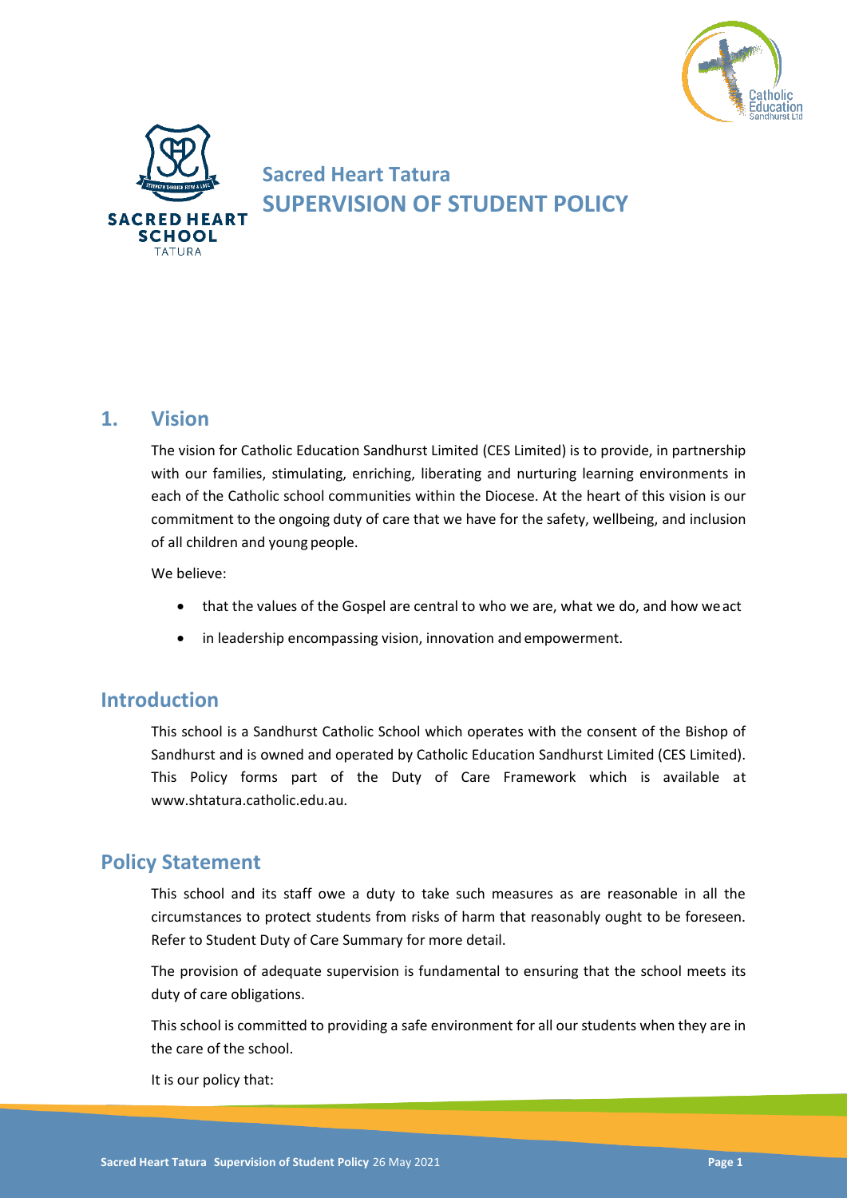# Sacred Heart Tatura
# SUPERVISION OF STUDENT POLICY

## 1. Vision

The vision for Catholic Education Sandhurst Limited (CES Limited) is to provide, in partnership with our families, stimulating, enriching, liberating and nurturing learning environments in each of the Catholic school communities within the Diocese. At the heart of this vision is our commitment to the ongoing duty of care that we have for the safety, wellbeing, and inclusion of all children and young people.

We believe:

- that the values of the Gospel are central to who we are, what we do, and how we act
- in leadership encompassing vision, innovation and empowerment.

## Introduction

This school is a Sandhurst Catholic School which operates with the consent of the Bishop of Sandhurst and is owned and operated by Catholic Education Sandhurst Limited (CES Limited). This Policy forms part of the Duty of Care Framework which is available at www.shtatura.catholic.edu.au.

## Policy Statement

This school and its staff owe a duty to take such measures as are reasonable in all the circumstances to protect students from risks of harm that reasonably ought to be foreseen. Refer to Student Duty of Care Summary for more detail.

The provision of adequate supervision is fundamental to ensuring that the school meets its duty of care obligations.

This school is committed to providing a safe environment for all our students when they are in the care of the school.

It is our policy that: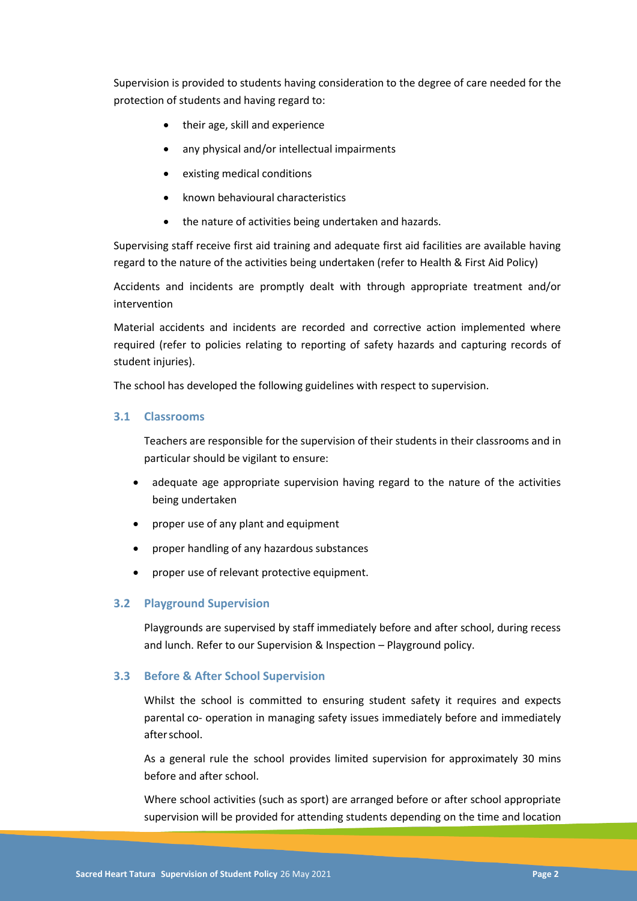Supervision is provided to students having consideration to the degree of care needed for the protection of students and having regard to:

- their age, skill and experience
- any physical and/or intellectual impairments
- existing medical conditions
- known behavioural characteristics
- the nature of activities being undertaken and hazards.

Supervising staff receive first aid training and adequate first aid facilities are available having regard to the nature of the activities being undertaken (refer to Health & First Aid Policy)

Accidents and incidents are promptly dealt with through appropriate treatment and/or intervention

Material accidents and incidents are recorded and corrective action implemented where required (refer to policies relating to reporting of safety hazards and capturing records of student injuries).

The school has developed the following guidelines with respect to supervision.

### 3.1 Classrooms

Teachers are responsible for the supervision of their students in their classrooms and in particular should be vigilant to ensure:

- adequate age appropriate supervision having regard to the nature of the activities being undertaken
- proper use of any plant and equipment
- proper handling of any hazardous substances
- proper use of relevant protective equipment.

### 3.2 Playground Supervision

Playgrounds are supervised by staff immediately before and after school, during recess and lunch. Refer to our Supervision & Inspection – Playground policy.

### 3.3 Before & After School Supervision

Whilst the school is committed to ensuring student safety it requires and expects parental co- operation in managing safety issues immediately before and immediately after school.

As a general rule the school provides limited supervision for approximately 30 mins before and after school.

Where school activities (such as sport) are arranged before or after school appropriate supervision will be provided for attending students depending on the time and location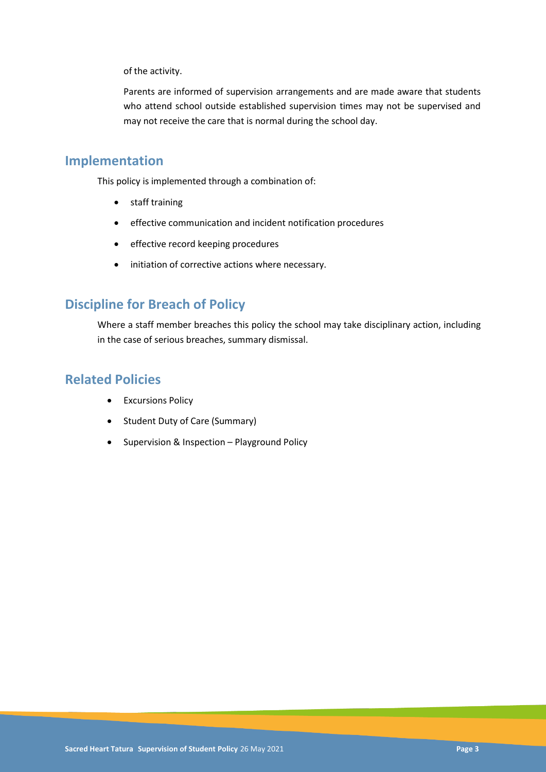of the activity.

Parents are informed of supervision arrangements and are made aware that students who attend school outside established supervision times may not be supervised and may not receive the care that is normal during the school day.

## Implementation

This policy is implemented through a combination of:

- staff training
- effective communication and incident notification procedures
- effective record keeping procedures
- initiation of corrective actions where necessary.

## Discipline for Breach of Policy

Where a staff member breaches this policy the school may take disciplinary action, including in the case of serious breaches, summary dismissal.

## Related Policies

- Excursions Policy
- Student Duty of Care (Summary)
- Supervision & Inspection – Playground Policy